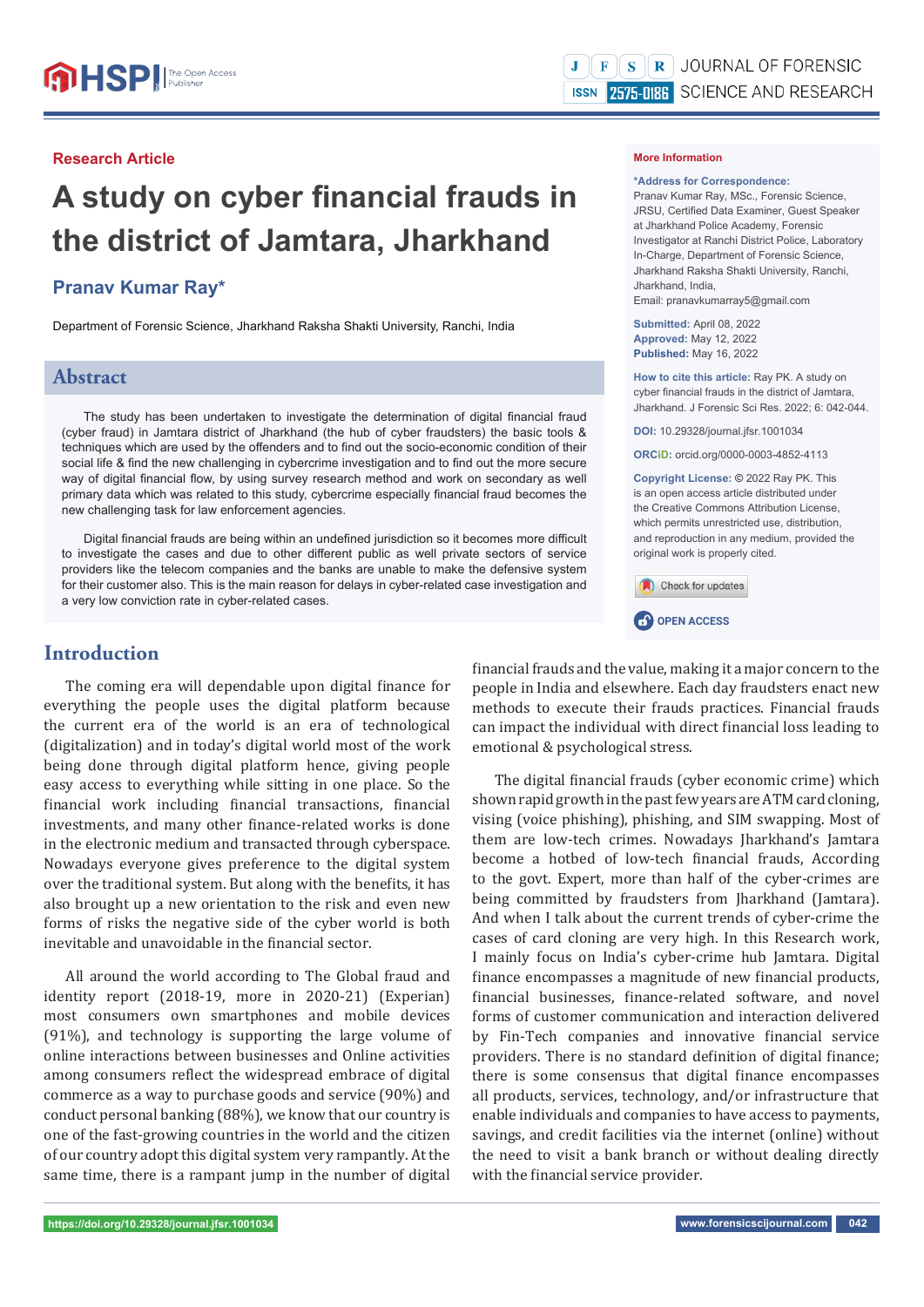Research Article

# A study on cyber financial frauds in the district of Jamtara, Jharkhand

**Pranav Kumar Ray***

Department of Forensic Science, Jharkhand Raksha Shakti University, Ranchi, India

**More Information**

***Address for Correspondence:**
Pranav Kumar Ray, MSc., Forensic Science, JRSU, Certified Data Examiner, Guest Speaker at Jharkhand Police Academy, Forensic Investigator at Ranchi District Police, Laboratory In-Charge, Department of Forensic Science, Jharkhand Raksha Shakti University, Ranchi, Jharkhand, India,
Email: pranavkumarray5@gmail.com

**Submitted:** April 08, 2022
**Approved:** May 12, 2022
**Published:** May 16, 2022

**How to cite this article:** Ray PK. A study on cyber financial frauds in the district of Jamtara, Jharkhand. J Forensic Sci Res. 2022; 6: 042-044.

**DOI:** 10.29328/journal.jfsr.1001034

**ORCiD:** orcid.org/0000-0003-4852-4113

**Copyright License:** © 2022 Ray PK. This is an open access article distributed under the Creative Commons Attribution License, which permits unrestricted use, distribution, and reproduction in any medium, provided the original work is properly cited.

OPEN ACCESS

## Abstract

The study has been undertaken to investigate the determination of digital financial fraud (cyber fraud) in Jamtara district of Jharkhand (the hub of cyber fraudsters) the basic tools & techniques which are used by the offenders and to find out the socio-economic condition of their social life & find the new challenging in cybercrime investigation and to find out the more secure way of digital financial flow, by using survey research method and work on secondary as well primary data which was related to this study, cybercrime especially financial fraud becomes the new challenging task for law enforcement agencies.

Digital financial frauds are being within an undefined jurisdiction so it becomes more difficult to investigate the cases and due to other different public as well private sectors of service providers like the telecom companies and the banks are unable to make the defensive system for their customer also. This is the main reason for delays in cyber-related case investigation and a very low conviction rate in cyber-related cases.

## Introduction

The coming era will dependable upon digital finance for everything the people uses the digital platform because the current era of the world is an era of technological (digitalization) and in today's digital world most of the work being done through digital platform hence, giving people easy access to everything while sitting in one place. So the financial work including financial transactions, financial investments, and many other finance-related works is done in the electronic medium and transacted through cyberspace. Nowadays everyone gives preference to the digital system over the traditional system. But along with the benefits, it has also brought up a new orientation to the risk and even new forms of risks the negative side of the cyber world is both inevitable and unavoidable in the financial sector.

All around the world according to The Global fraud and identity report (2018-19, more in 2020-21) (Experian) most consumers own smartphones and mobile devices (91%), and technology is supporting the large volume of online interactions between businesses and Online activities among consumers reflect the widespread embrace of digital commerce as a way to purchase goods and service (90%) and conduct personal banking (88%), we know that our country is one of the fast-growing countries in the world and the citizen of our country adopt this digital system very rampantly. At the same time, there is a rampant jump in the number of digital financial frauds and the value, making it a major concern to the people in India and elsewhere. Each day fraudsters enact new methods to execute their frauds practices. Financial frauds can impact the individual with direct financial loss leading to emotional & psychological stress.

The digital financial frauds (cyber economic crime) which shown rapid growth in the past few years are ATM card cloning, vising (voice phishing), phishing, and SIM swapping. Most of them are low-tech crimes. Nowadays Jharkhand's Jamtara become a hotbed of low-tech financial frauds, According to the govt. Expert, more than half of the cyber-crimes are being committed by fraudsters from Jharkhand (Jamtara). And when I talk about the current trends of cyber-crime the cases of card cloning are very high. In this Research work, I mainly focus on India's cyber-crime hub Jamtara. Digital finance encompasses a magnitude of new financial products, financial businesses, finance-related software, and novel forms of customer communication and interaction delivered by Fin-Tech companies and innovative financial service providers. There is no standard definition of digital finance; there is some consensus that digital finance encompasses all products, services, technology, and/or infrastructure that enable individuals and companies to have access to payments, savings, and credit facilities via the internet (online) without the need to visit a bank branch or without dealing directly with the financial service provider.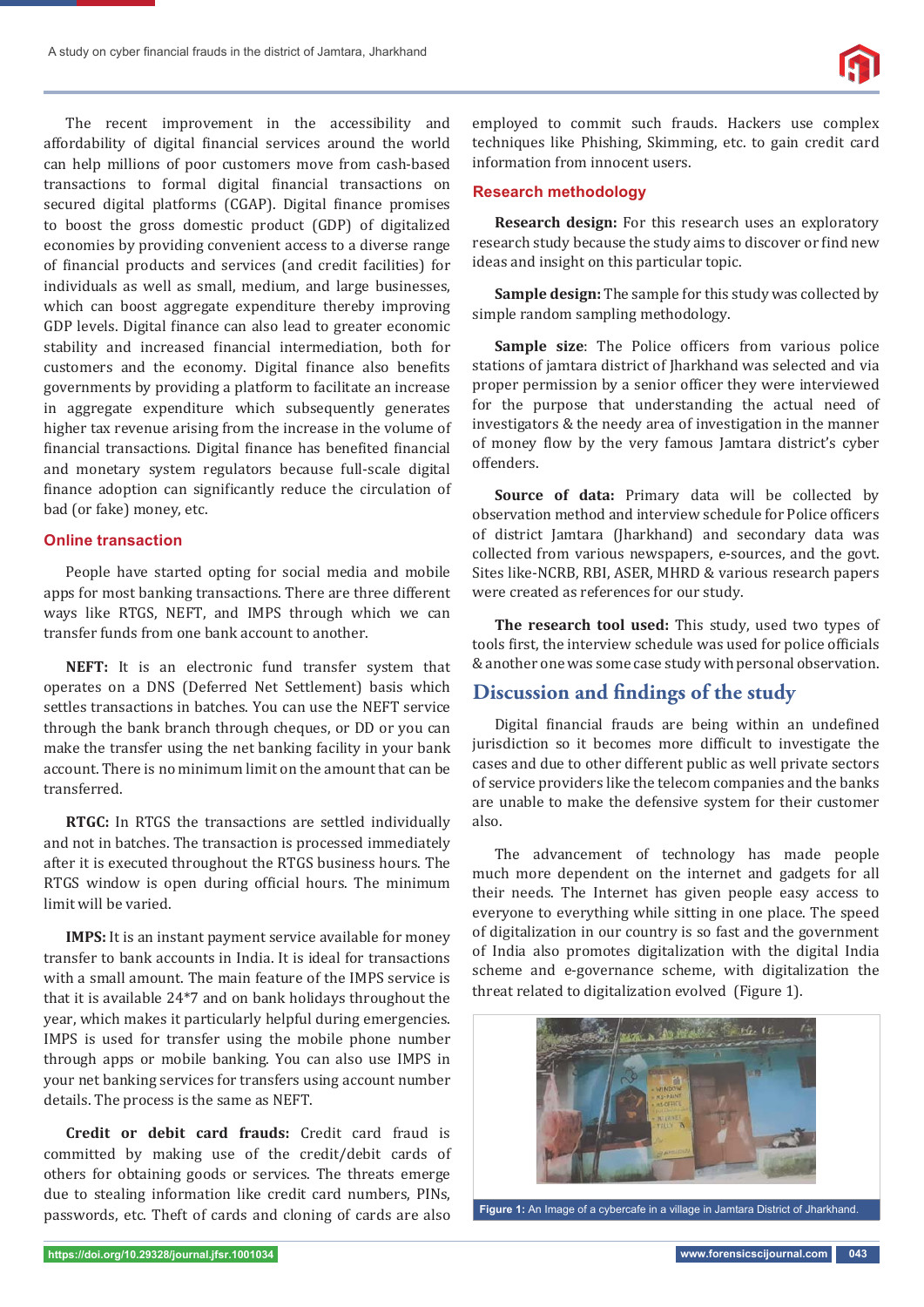The recent improvement in the accessibility and affordability of digital financial services around the world can help millions of poor customers move from cash-based transactions to formal digital financial transactions on secured digital platforms (CGAP). Digital finance promises to boost the gross domestic product (GDP) of digitalized economies by providing convenient access to a diverse range of financial products and services (and credit facilities) for individuals as well as small, medium, and large businesses, which can boost aggregate expenditure thereby improving GDP levels. Digital finance can also lead to greater economic stability and increased financial intermediation, both for customers and the economy. Digital finance also benefits governments by providing a platform to facilitate an increase in aggregate expenditure which subsequently generates higher tax revenue arising from the increase in the volume of financial transactions. Digital finance has benefited financial and monetary system regulators because full-scale digital finance adoption can significantly reduce the circulation of bad (or fake) money, etc.

### Online transaction

People have started opting for social media and mobile apps for most banking transactions. There are three different ways like RTGS, NEFT, and IMPS through which we can transfer funds from one bank account to another.

**NEFT:** It is an electronic fund transfer system that operates on a DNS (Deferred Net Settlement) basis which settles transactions in batches. You can use the NEFT service through the bank branch through cheques, or DD or you can make the transfer using the net banking facility in your bank account. There is no minimum limit on the amount that can be transferred.

**RTGC:** In RTGS the transactions are settled individually and not in batches. The transaction is processed immediately after it is executed throughout the RTGS business hours. The RTGS window is open during official hours. The minimum limit will be varied.

**IMPS:** It is an instant payment service available for money transfer to bank accounts in India. It is ideal for transactions with a small amount. The main feature of the IMPS service is that it is available 24*7 and on bank holidays throughout the year, which makes it particularly helpful during emergencies. IMPS is used for transfer using the mobile phone number through apps or mobile banking. You can also use IMPS in your net banking services for transfers using account number details. The process is the same as NEFT.

**Credit or debit card frauds:** Credit card fraud is committed by making use of the credit/debit cards of others for obtaining goods or services. The threats emerge due to stealing information like credit card numbers, PINs, passwords, etc. Theft of cards and cloning of cards are also employed to commit such frauds. Hackers use complex techniques like Phishing, Skimming, etc. to gain credit card information from innocent users.

### Research methodology

**Research design:** For this research uses an exploratory research study because the study aims to discover or find new ideas and insight on this particular topic.

**Sample design:** The sample for this study was collected by simple random sampling methodology.

**Sample size**: The Police officers from various police stations of jamtara district of Jharkhand was selected and via proper permission by a senior officer they were interviewed for the purpose that understanding the actual need of investigators & the needy area of investigation in the manner of money flow by the very famous Jamtara district's cyber offenders.

**Source of data:** Primary data will be collected by observation method and interview schedule for Police officers of district Jamtara (Jharkhand) and secondary data was collected from various newspapers, e-sources, and the govt. Sites like-NCRB, RBI, ASER, MHRD & various research papers were created as references for our study.

**The research tool used:** This study, used two types of tools first, the interview schedule was used for police officials & another one was some case study with personal observation.

## Discussion and findings of the study

Digital financial frauds are being within an undefined jurisdiction so it becomes more difficult to investigate the cases and due to other different public as well private sectors of service providers like the telecom companies and the banks are unable to make the defensive system for their customer also.

The advancement of technology has made people much more dependent on the internet and gadgets for all their needs. The Internet has given people easy access to everyone to everything while sitting in one place. The speed of digitalization in our country is so fast and the government of India also promotes digitalization with the digital India scheme and e-governance scheme, with digitalization the threat related to digitalization evolved (Figure 1).

**Figure 1:** An Image of a cybercafe in a village in Jamtara District of Jharkhand.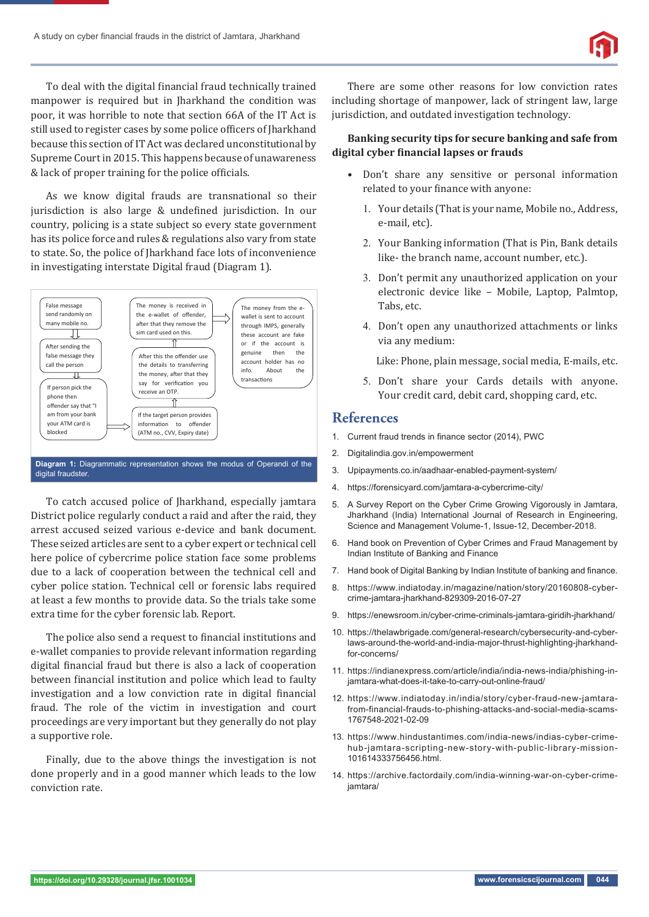To deal with the digital financial fraud technically trained manpower is required but in Jharkhand the condition was poor, it was horrible to note that section 66A of the IT Act is still used to register cases by some police officers of Jharkhand because this section of IT Act was declared unconstitutional by Supreme Court in 2015. This happens because of unawareness & lack of proper training for the police officials.

As we know digital frauds are transnational so their jurisdiction is also large & undefined jurisdiction. In our country, policing is a state subject so every state government has its police force and rules & regulations also vary from state to state. So, the police of Jharkhand face lots of inconvenience in investigating interstate Digital fraud (Diagram 1).

False message send randomly on many mobile no.

After sending the false message they call the person

If person pick the phone then offender say that "I am from your bank your ATM card is blocked

If the target person provides information to offender (ATM no., CVV, Expiry date)

After this the offender use the details to transferring the money, after that they say for verification you receive an OTP.

The money is received in the e-wallet of offender, after that they remove the sim card used on this.

The money from the e-wallet is sent to account through IMPS, generally these account are fake or if the account is genuine then the account holder has no info. About the transactions

**Diagram 1:** Diagrammatic representation shows the modus of Operandi of the digital fraudster.

To catch accused police of Jharkhand, especially jamtara District police regularly conduct a raid and after the raid, they arrest accused seized various e-device and bank document. These seized articles are sent to a cyber expert or technical cell here police of cybercrime police station face some problems due to a lack of cooperation between the technical cell and cyber police station. Technical cell or forensic labs required at least a few months to provide data. So the trials take some extra time for the cyber forensic lab. Report.

The police also send a request to financial institutions and e-wallet companies to provide relevant information regarding digital financial fraud but there is also a lack of cooperation between financial institution and police which lead to faulty investigation and a low conviction rate in digital financial fraud. The role of the victim in investigation and court proceedings are very important but they generally do not play a supportive role.

Finally, due to the above things the investigation is not done properly and in a good manner which leads to the low conviction rate.

There are some other reasons for low conviction rates including shortage of manpower, lack of stringent law, large jurisdiction, and outdated investigation technology.

**Banking security tips for secure banking and safe from digital cyber financial lapses or frauds**

- Don't share any sensitive or personal information related to your finance with anyone:
    1. Your details (That is your name, Mobile no., Address, e-mail, etc).
    2. Your Banking information (That is Pin, Bank details like- the branch name, account number, etc.).
    3. Don't permit any unauthorized application on your electronic device like – Mobile, Laptop, Palmtop, Tabs, etc.
    4. Don't open any unauthorized attachments or links via any medium:

       Like: Phone, plain message, social media, E-mails, etc.
    5. Don't share your Cards details with anyone. Your credit card, debit card, shopping card, etc.

## References

1. Current fraud trends in finance sector (2014), PWC
2. Digitalindia.gov.in/empowerment
3. Upipayments.co.in/aadhaar-enabled-payment-system/
4. https://forensicyard.com/jamtara-a-cybercrime-city/
5. A Survey Report on the Cyber Crime Growing Vigorously in Jamtara, Jharkhand (India) International Journal of Research in Engineering, Science and Management Volume-1, Issue-12, December-2018.
6. Hand book on Prevention of Cyber Crimes and Fraud Management by Indian Institute of Banking and Finance
7. Hand book of Digital Banking by Indian Institute of banking and finance.
8. https://www.indiatoday.in/magazine/nation/story/20160808-cyber-crime-jamtara-jharkhand-829309-2016-07-27
9. https://enewsroom.in/cyber-crime-criminals-jamtara-giridih-jharkhand/
10. https://thelawbrigade.com/general-research/cybersecurity-and-cyber-laws-around-the-world-and-india-major-thrust-highlighting-jharkhand-for-concerns/
11. https://indianexpress.com/article/india/india-news-india/phishing-in-jamtara-what-does-it-take-to-carry-out-online-fraud/
12. https://www.indiatoday.in/india/story/cyber-fraud-new-jamtara-from-financial-frauds-to-phishing-attacks-and-social-media-scams-1767548-2021-02-09
13. https://www.hindustantimes.com/india-news/indias-cyber-crime-hub-jamtara-scripting-new-story-with-public-library-mission-101614333756456.html.
14. https://archive.factordaily.com/india-winning-war-on-cyber-crime-jamtara/